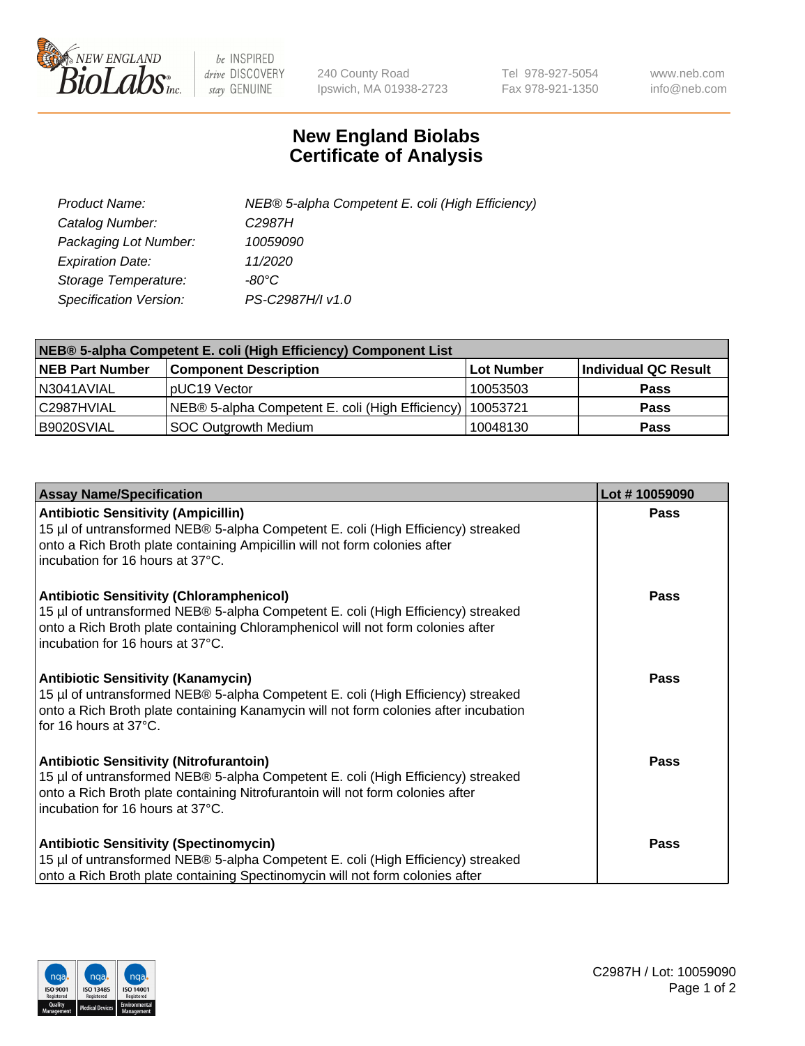# New England Biolabs Certificate of Analysis

| | |
|---|---|
| Product Name: | NEB® 5-alpha Competent E. coli (High Efficiency) |
| Catalog Number: | C2987H |
| Packaging Lot Number: | 10059090 |
| Expiration Date: | 11/2020 |
| Storage Temperature: | -80°C |
| Specification Version: | PS-C2987H/I v1.0 |

| NEB® 5-alpha Competent E. coli (High Efficiency) Component List | | | |
|---|---|---|---|
| **NEB Part Number** | **Component Description** | **Lot Number** | **Individual QC Result** |
| N3041AVIAL | pUC19 Vector | 10053503 | **Pass** |
| C2987HVIAL | NEB® 5-alpha Competent E. coli (High Efficiency) | 10053721 | **Pass** |
| B9020SVIAL | SOC Outgrowth Medium | 10048130 | **Pass** |

| Assay Name/Specification | Lot # 10059090 |
|---|---|
| **Antibiotic Sensitivity (Ampicillin)**<br>15 µl of untransformed NEB® 5-alpha Competent E. coli (High Efficiency) streaked onto a Rich Broth plate containing Ampicillin will not form colonies after incubation for 16 hours at 37°C. | **Pass** |
| **Antibiotic Sensitivity (Chloramphenicol)**<br>15 µl of untransformed NEB® 5-alpha Competent E. coli (High Efficiency) streaked onto a Rich Broth plate containing Chloramphenicol will not form colonies after incubation for 16 hours at 37°C. | **Pass** |
| **Antibiotic Sensitivity (Kanamycin)**<br>15 µl of untransformed NEB® 5-alpha Competent E. coli (High Efficiency) streaked onto a Rich Broth plate containing Kanamycin will not form colonies after incubation for 16 hours at 37°C. | **Pass** |
| **Antibiotic Sensitivity (Nitrofurantoin)**<br>15 µl of untransformed NEB® 5-alpha Competent E. coli (High Efficiency) streaked onto a Rich Broth plate containing Nitrofurantoin will not form colonies after incubation for 16 hours at 37°C. | **Pass** |
| **Antibiotic Sensitivity (Spectinomycin)**<br>15 µl of untransformed NEB® 5-alpha Competent E. coli (High Efficiency) streaked onto a Rich Broth plate containing Spectinomycin will not form colonies after | **Pass** |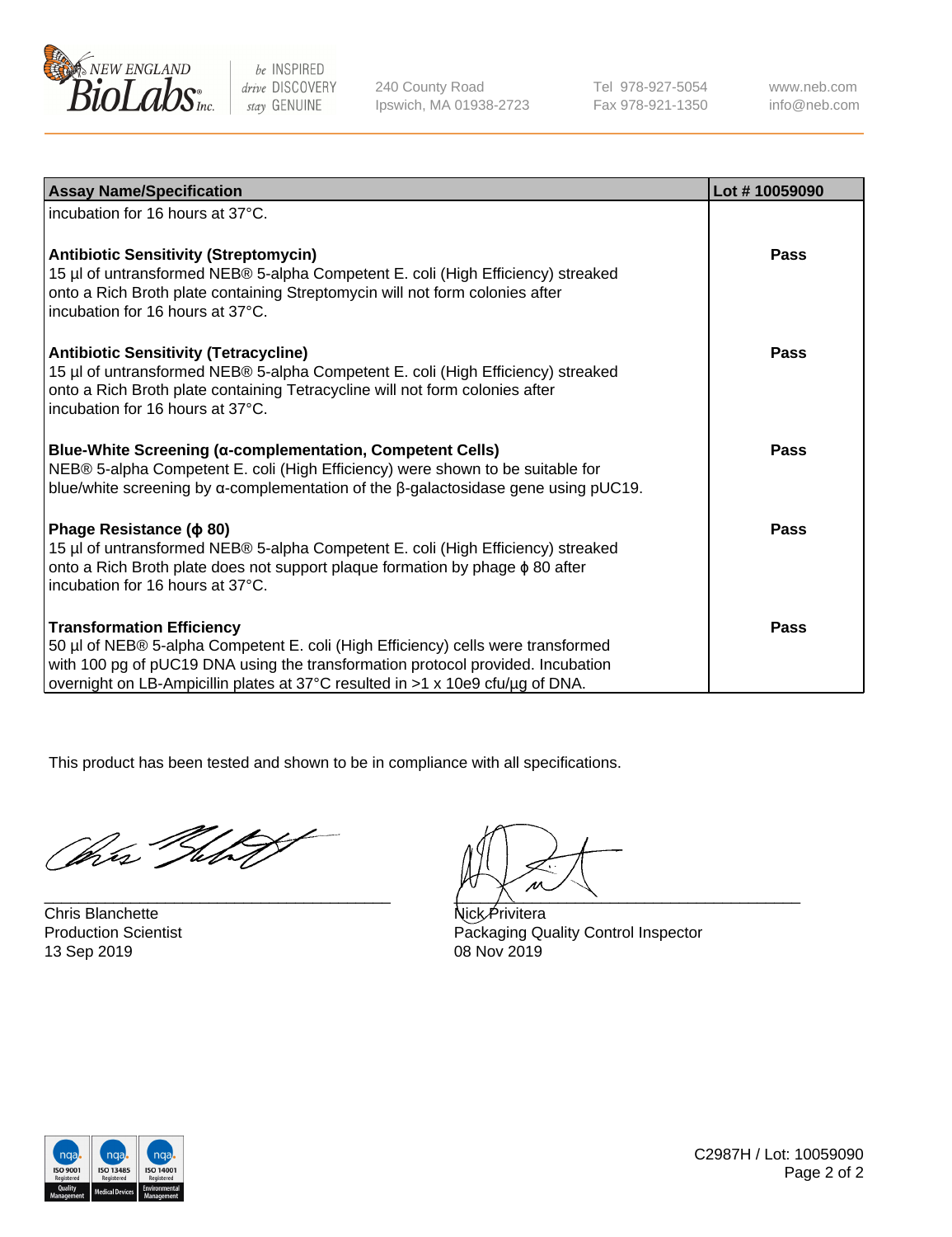| Assay Name/Specification | Lot # 10059090 |
| --- | --- |
| incubation for 16 hours at 37°C. | |
| **Antibiotic Sensitivity (Streptomycin)**<br>15 µl of untransformed NEB® 5-alpha Competent E. coli (High Efficiency) streaked onto a Rich Broth plate containing Streptomycin will not form colonies after incubation for 16 hours at 37°C. | Pass |
| **Antibiotic Sensitivity (Tetracycline)**<br>15 µl of untransformed NEB® 5-alpha Competent E. coli (High Efficiency) streaked onto a Rich Broth plate containing Tetracycline will not form colonies after incubation for 16 hours at 37°C. | Pass |
| **Blue-White Screening (α-complementation, Competent Cells)**<br>NEB® 5-alpha Competent E. coli (High Efficiency) were shown to be suitable for blue/white screening by α-complementation of the β-galactosidase gene using pUC19. | Pass |
| **Phage Resistance (ϕ 80)**<br>15 µl of untransformed NEB® 5-alpha Competent E. coli (High Efficiency) streaked onto a Rich Broth plate does not support plaque formation by phage ϕ 80 after incubation for 16 hours at 37°C. | Pass |
| **Transformation Efficiency**<br>50 µl of NEB® 5-alpha Competent E. coli (High Efficiency) cells were transformed with 100 pg of pUC19 DNA using the transformation protocol provided. Incubation overnight on LB-Ampicillin plates at 37°C resulted in >1 x 10e9 cfu/µg of DNA. | Pass |

This product has been tested and shown to be in compliance with all specifications.

Chris Blanchette
Production Scientist
13 Sep 2019

Nick Privitera
Packaging Quality Control Inspector
08 Nov 2019

C2987H / Lot: 10059090